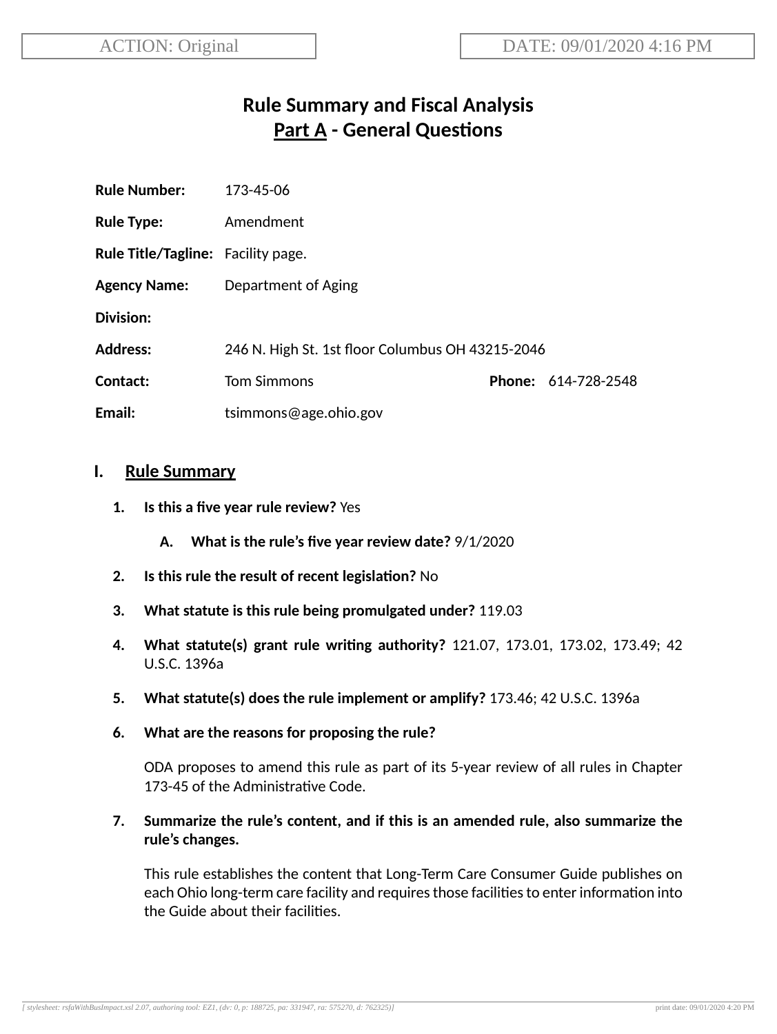ACTION: Original

DATE: 09/01/2020 4:16 PM

# Rule Summary and Fiscal Analysis
## Part A - General Questions

**Rule Number:** 173-45-06

**Rule Type:** Amendment

**Rule Title/Tagline:** Facility page.

**Agency Name:** Department of Aging

**Division:**

**Address:** 246 N. High St. 1st floor Columbus OH 43215-2046

**Contact:** Tom Simmons **Phone:** 614-728-2548

**Email:** tsimmons@age.ohio.gov

## I. Rule Summary

1. **Is this a five year rule review?** Yes

   A. **What is the rule's five year review date?** 9/1/2020

2. **Is this rule the result of recent legislation?** No

3. **What statute is this rule being promulgated under?** 119.03

4. **What statute(s) grant rule writing authority?** 121.07, 173.01, 173.02, 173.49; 42 U.S.C. 1396a

5. **What statute(s) does the rule implement or amplify?** 173.46; 42 U.S.C. 1396a

6. **What are the reasons for proposing the rule?**

   ODA proposes to amend this rule as part of its 5-year review of all rules in Chapter 173-45 of the Administrative Code.

7. **Summarize the rule's content, and if this is an amended rule, also summarize the rule's changes.**

   This rule establishes the content that Long-Term Care Consumer Guide publishes on each Ohio long-term care facility and requires those facilities to enter information into the Guide about their facilities.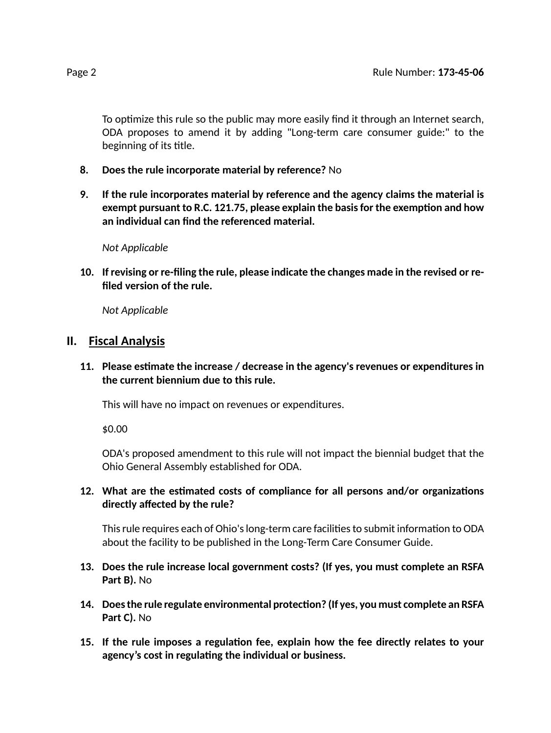To optimize this rule so the public may more easily find it through an Internet search, ODA proposes to amend it by adding "Long-term care consumer guide:" to the beginning of its title.

8. **Does the rule incorporate material by reference?** No

9. **If the rule incorporates material by reference and the agency claims the material is exempt pursuant to R.C. 121.75, please explain the basis for the exemption and how an individual can find the referenced material.**

   *Not Applicable*

10. **If revising or re-filing the rule, please indicate the changes made in the revised or re-filed version of the rule.**

    *Not Applicable*

## II. Fiscal Analysis

11. **Please estimate the increase / decrease in the agency's revenues or expenditures in the current biennium due to this rule.**

    This will have no impact on revenues or expenditures.

    $0.00

    ODA's proposed amendment to this rule will not impact the biennial budget that the Ohio General Assembly established for ODA.

12. **What are the estimated costs of compliance for all persons and/or organizations directly affected by the rule?**

    This rule requires each of Ohio's long-term care facilities to submit information to ODA about the facility to be published in the Long-Term Care Consumer Guide.

13. **Does the rule increase local government costs? (If yes, you must complete an RSFA Part B).** No

14. **Does the rule regulate environmental protection? (If yes, you must complete an RSFA Part C).** No

15. **If the rule imposes a regulation fee, explain how the fee directly relates to your agency's cost in regulating the individual or business.**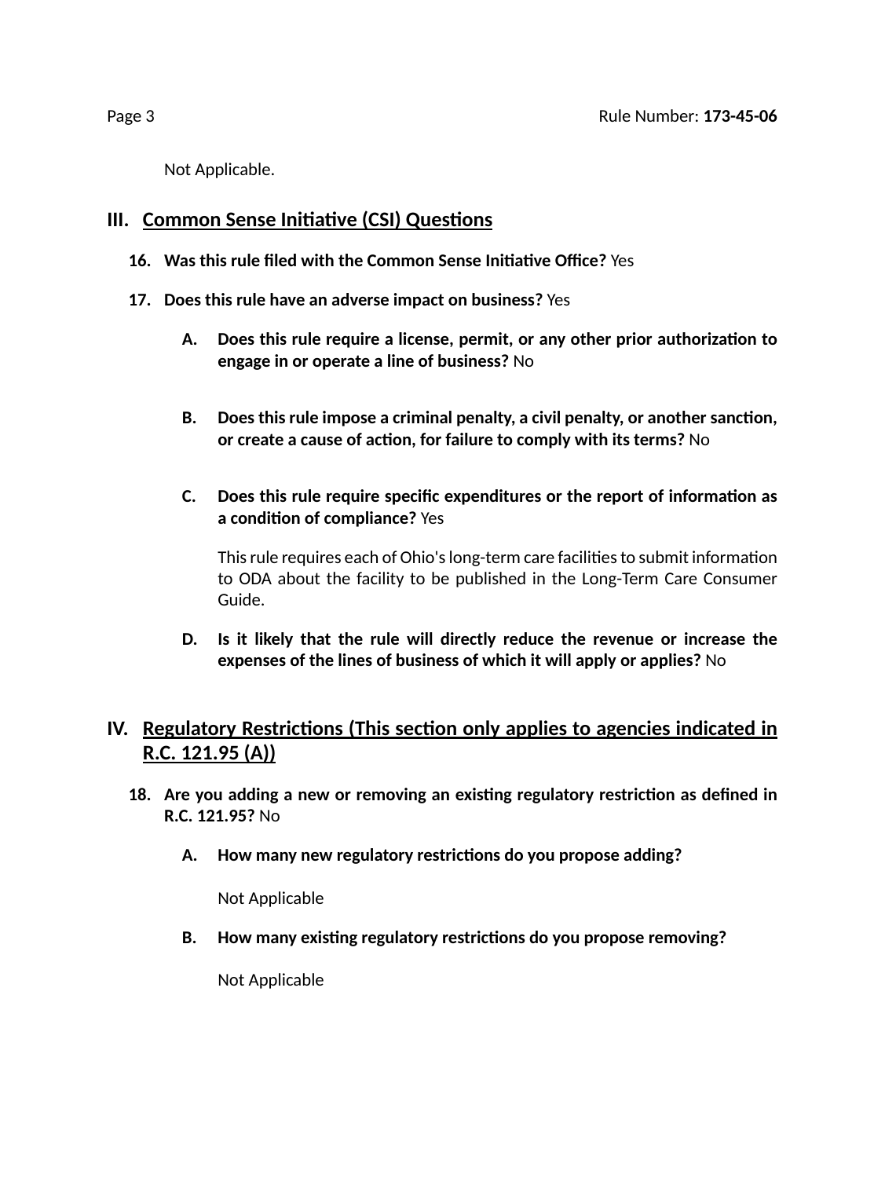Not Applicable.

## III. Common Sense Initiative (CSI) Questions

16. **Was this rule filed with the Common Sense Initiative Office?** Yes

17. **Does this rule have an adverse impact on business?** Yes

    A. **Does this rule require a license, permit, or any other prior authorization to engage in or operate a line of business?** No

    B. **Does this rule impose a criminal penalty, a civil penalty, or another sanction, or create a cause of action, for failure to comply with its terms?** No

    C. **Does this rule require specific expenditures or the report of information as a condition of compliance?** Yes

       This rule requires each of Ohio's long-term care facilities to submit information to ODA about the facility to be published in the Long-Term Care Consumer Guide.

    D. **Is it likely that the rule will directly reduce the revenue or increase the expenses of the lines of business of which it will apply or applies?** No

## IV. Regulatory Restrictions (This section only applies to agencies indicated in R.C. 121.95 (A))

18. **Are you adding a new or removing an existing regulatory restriction as defined in R.C. 121.95?** No

    A. **How many new regulatory restrictions do you propose adding?**

       Not Applicable

    B. **How many existing regulatory restrictions do you propose removing?**

       Not Applicable